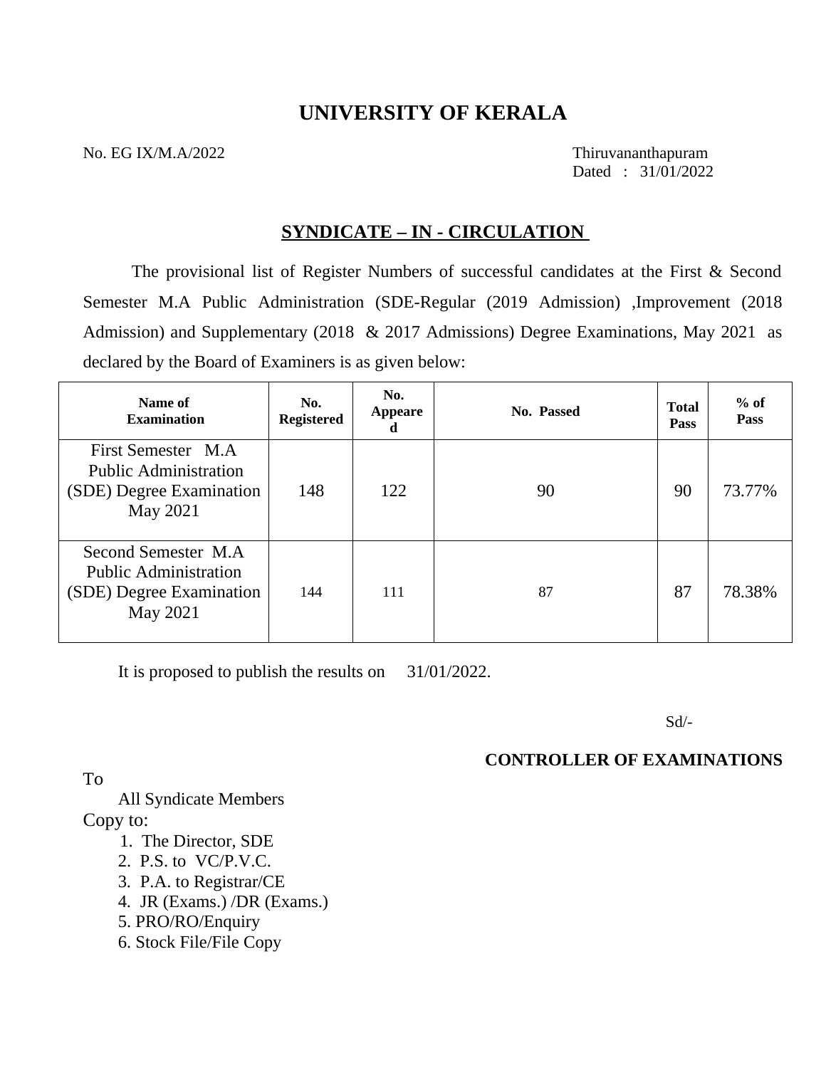# UNIVERSITY OF KERALA

No. EG IX/M.A/2022

Thiruvananthapuram
Dated : 31/01/2022

## SYNDICATE – IN - CIRCULATION

The provisional list of Register Numbers of successful candidates at the First & Second Semester M.A Public Administration (SDE-Regular (2019 Admission) ,Improvement (2018 Admission) and Supplementary (2018 & 2017 Admissions) Degree Examinations, May 2021 as declared by the Board of Examiners is as given below:

| Name of Examination | No. Registered | No. Appeared | No. Passed | Total Pass | % of Pass |
|---|---|---|---|---|---|
| First Semester M.A Public Administration (SDE) Degree Examination May 2021 | 148 | 122 | 90 | 90 | 73.77% |
| Second Semester M.A Public Administration (SDE) Degree Examination May 2021 | 144 | 111 | 87 | 87 | 78.38% |

It is proposed to publish the results on 31/01/2022.

Sd/-

**CONTROLLER OF EXAMINATIONS**

To

All Syndicate Members

Copy to:

1. The Director, SDE
2. P.S. to VC/P.V.C.
3. P.A. to Registrar/CE
4. JR (Exams.) /DR (Exams.)
5. PRO/RO/Enquiry
6. Stock File/File Copy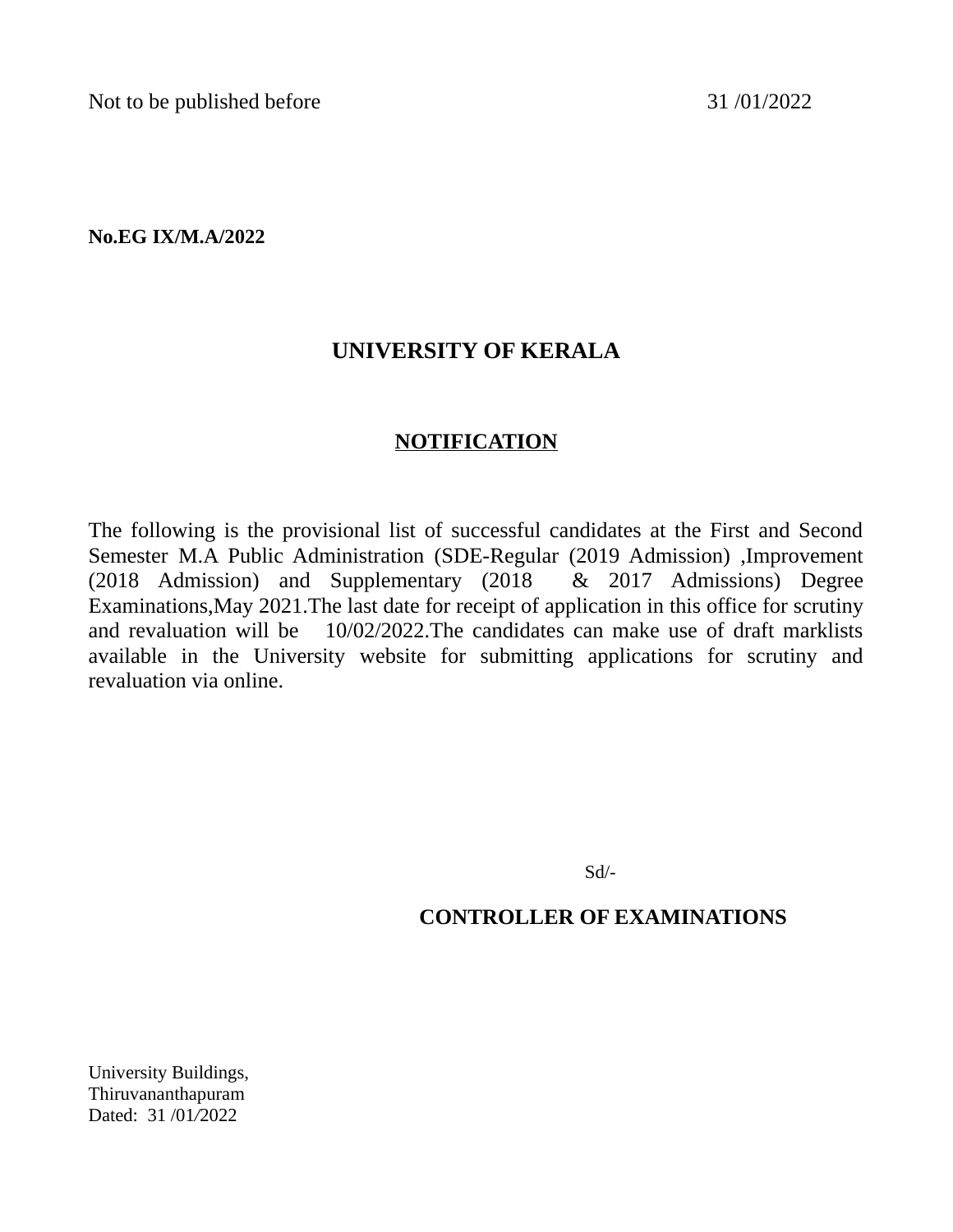Not to be published before 31 /01/2022

**No.EG IX/M.A/2022**

# UNIVERSITY OF KERALA

## NOTIFICATION

The following is the provisional list of successful candidates at the First and Second Semester M.A Public Administration (SDE-Regular (2019 Admission) ,Improvement (2018 Admission) and Supplementary (2018 & 2017 Admissions) Degree Examinations,May 2021.The last date for receipt of application in this office for scrutiny and revaluation will be 10/02/2022.The candidates can make use of draft marklists available in the University website for submitting applications for scrutiny and revaluation via online.

Sd/-

**CONTROLLER OF EXAMINATIONS**

University Buildings,
Thiruvananthapuram
Dated: 31 /01/2022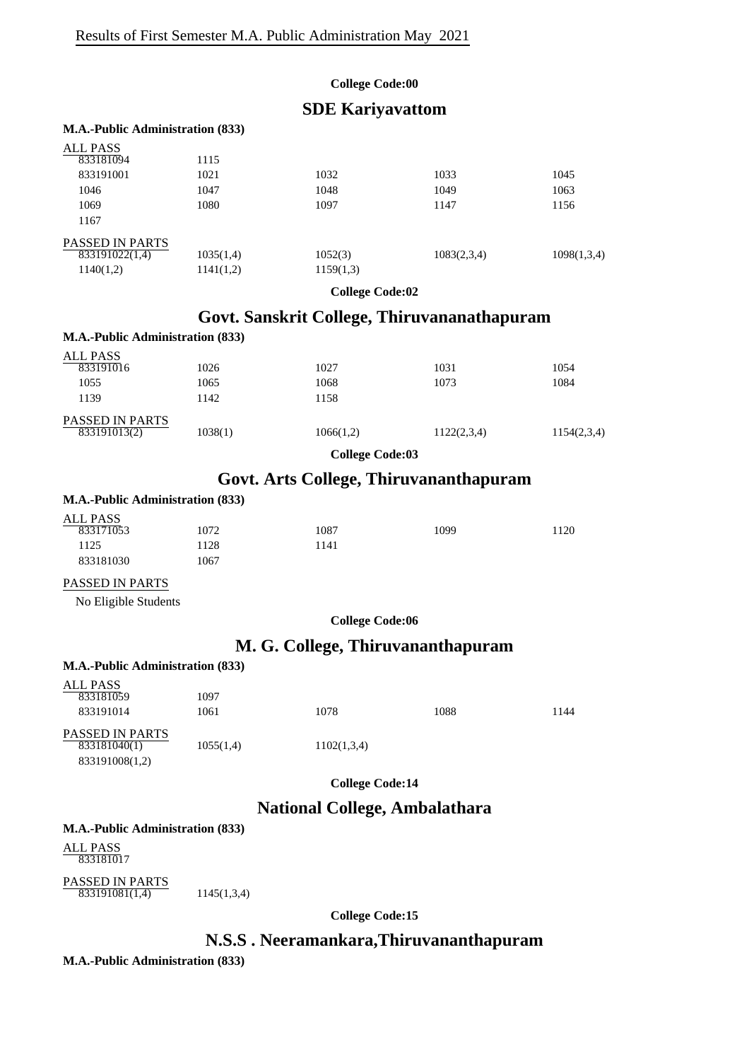Results of First Semester M.A. Public Administration May 2021

**College Code:00**

## SDE Kariyavattom

**M.A.-Public Administration (833)**

ALL PASS

| | | | | |
|---|---|---|---|---|
| 833181094 | 1115 | | | |
| 833191001 | 1021 | 1032 | 1033 | 1045 |
| 1046 | 1047 | 1048 | 1049 | 1063 |
| 1069 | 1080 | 1097 | 1147 | 1156 |
| 1167 | | | | |

PASSED IN PARTS

| | | | | |
|---|---|---|---|---|
| 833191022(1,4) | 1035(1,4) | 1052(3) | 1083(2,3,4) | 1098(1,3,4) |
| 1140(1,2) | 1141(1,2) | 1159(1,3) | | |

**College Code:02**

## Govt. Sanskrit College, Thiruvananathapuram

**M.A.-Public Administration (833)**

ALL PASS

| | | | | |
|---|---|---|---|---|
| 833191016 | 1026 | 1027 | 1031 | 1054 |
| 1055 | 1065 | 1068 | 1073 | 1084 |
| 1139 | 1142 | 1158 | | |

PASSED IN PARTS

| | | | | |
|---|---|---|---|---|
| 833191013(2) | 1038(1) | 1066(1,2) | 1122(2,3,4) | 1154(2,3,4) |

**College Code:03**

## Govt. Arts College, Thiruvananthapuram

**M.A.-Public Administration (833)**

ALL PASS

| | | | | |
|---|---|---|---|---|
| 833171053 | 1072 | 1087 | 1099 | 1120 |
| 1125 | 1128 | 1141 | | |
| 833181030 | 1067 | | | |

PASSED IN PARTS

No Eligible Students

**College Code:06**

## M. G. College, Thiruvananthapuram

**M.A.-Public Administration (833)**

ALL PASS

| | | | | |
|---|---|---|---|---|
| 833181059 | 1097 | | | |
| 833191014 | 1061 | 1078 | 1088 | 1144 |

PASSED IN PARTS

| | | |
|---|---|---|
| 833181040(1) | 1055(1,4) | 1102(1,3,4) |
| 833191008(1,2) | | |

**College Code:14**

## National College, Ambalathara

**M.A.-Public Administration (833)**

ALL PASS

833181017

PASSED IN PARTS

| | |
|---|---|
| 833191081(1,4) | 1145(1,3,4) |

**College Code:15**

## N.S.S . Neeramankara,Thiruvananthapuram

**M.A.-Public Administration (833)**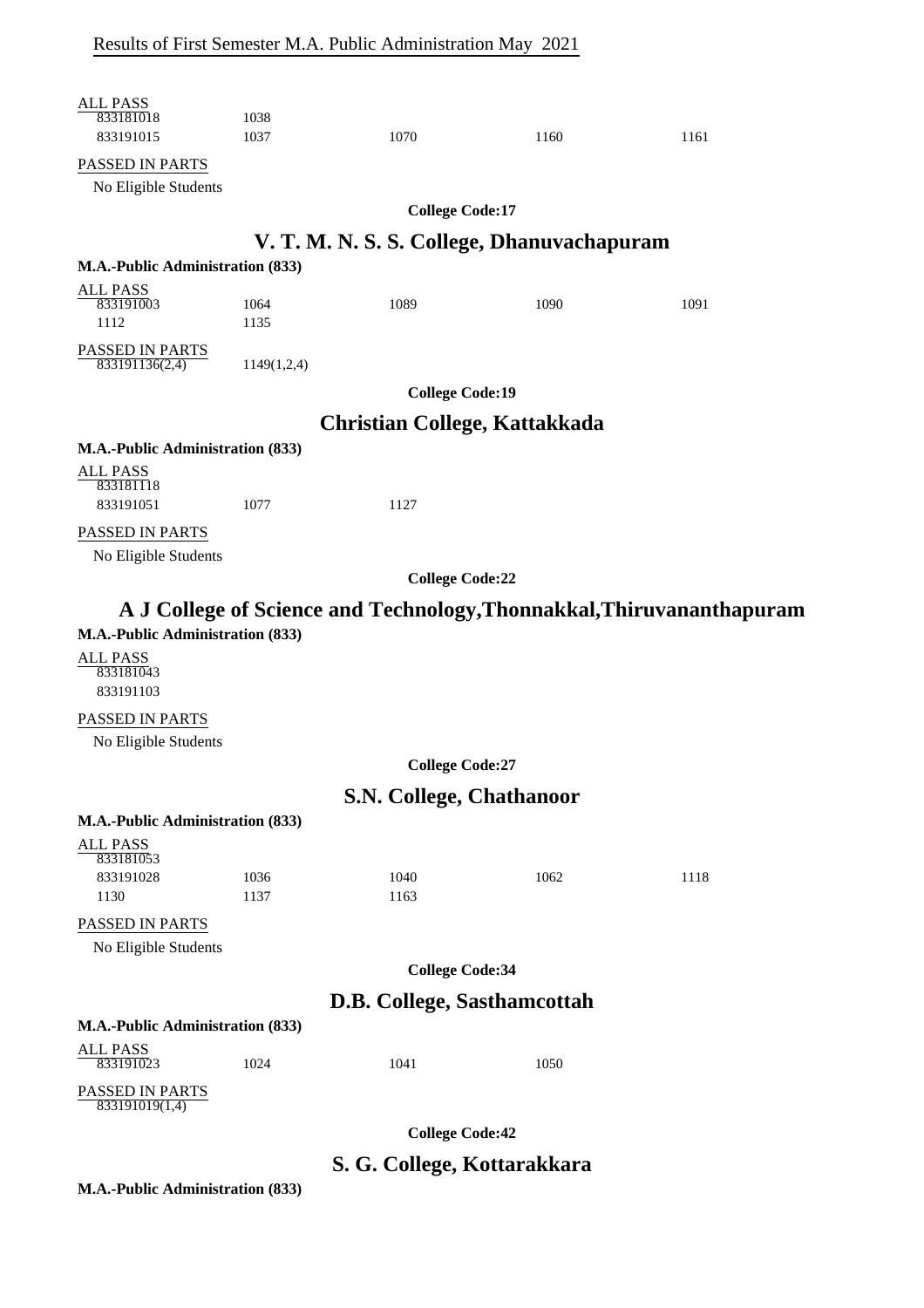Results of First Semester M.A. Public Administration May 2021

ALL PASS

| | | | | |
|---|---|---|---|---|
| 833181018 | 1038 | | | |
| 833191015 | 1037 | 1070 | 1160 | 1161 |

PASSED IN PARTS

No Eligible Students

**College Code:17**

## V. T. M. N. S. S. College, Dhanuvachapuram

**M.A.-Public Administration (833)**

ALL PASS

| | | | | |
|---|---|---|---|---|
| 833191003 | 1064 | 1089 | 1090 | 1091 |
| 1112 | 1135 | | | |

PASSED IN PARTS

| | |
|---|---|
| 833191136(2,4) | 1149(1,2,4) |

**College Code:19**

## Christian College, Kattakkada

**M.A.-Public Administration (833)**

ALL PASS

| | | |
|---|---|---|
| 833181118 | | |
| 833191051 | 1077 | 1127 |

PASSED IN PARTS

No Eligible Students

**College Code:22**

## A J College of Science and Technology,Thonnakkal,Thiruvananthapuram

**M.A.-Public Administration (833)**

ALL PASS

833181043

833191103

PASSED IN PARTS

No Eligible Students

**College Code:27**

## S.N. College, Chathanoor

**M.A.-Public Administration (833)**

ALL PASS

| | | | | |
|---|---|---|---|---|
| 833181053 | | | | |
| 833191028 | 1036 | 1040 | 1062 | 1118 |
| 1130 | 1137 | 1163 | | |

PASSED IN PARTS

No Eligible Students

**College Code:34**

## D.B. College, Sasthamcottah

**M.A.-Public Administration (833)**

ALL PASS

| | | | |
|---|---|---|---|
| 833191023 | 1024 | 1041 | 1050 |

PASSED IN PARTS

833191019(1,4)

**College Code:42**

## S. G. College, Kottarakkara

**M.A.-Public Administration (833)**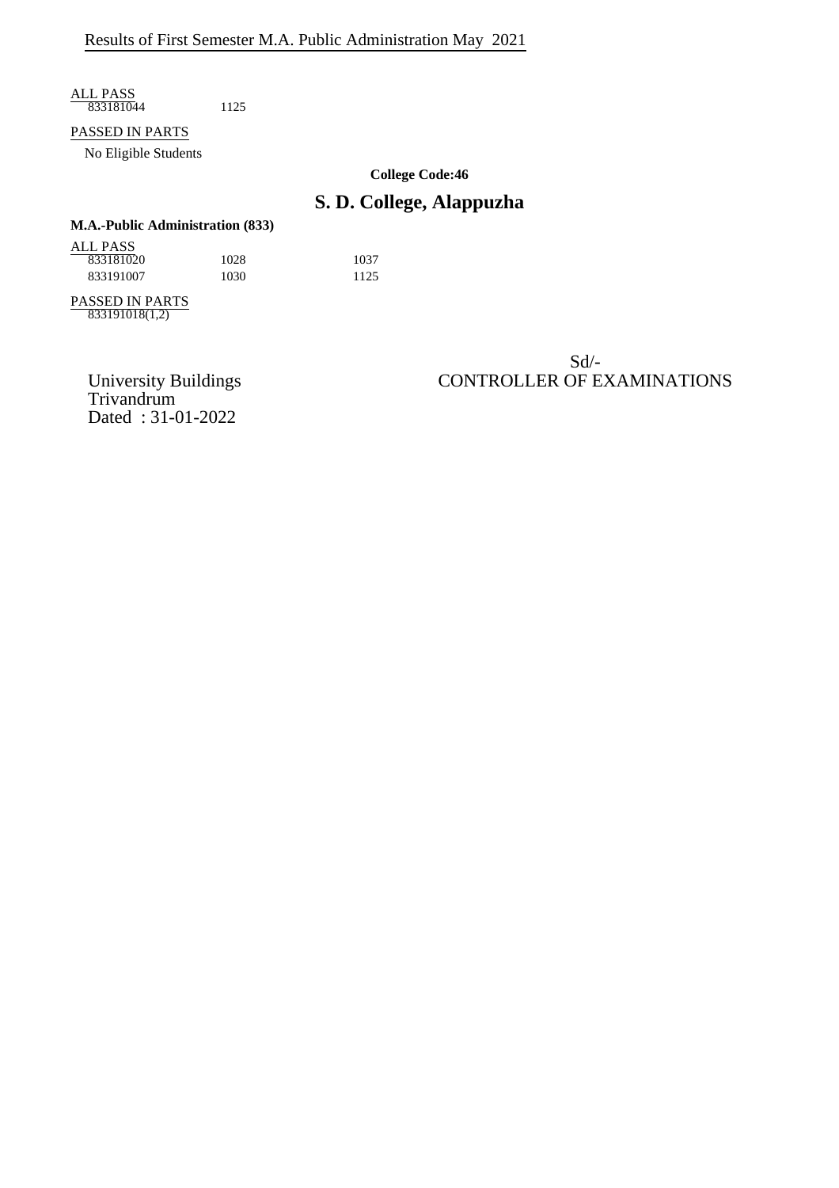Results of First Semester M.A. Public Administration May 2021

ALL PASS

| | |
|---|---|
| 833181044 | 1125 |

PASSED IN PARTS

No Eligible Students

**College Code:46**

## S. D. College, Alappuzha

**M.A.-Public Administration (833)**

ALL PASS

| | | |
|---|---|---|
| 833181020 | 1028 | 1037 |
| 833191007 | 1030 | 1125 |

PASSED IN PARTS

833191018(1,2)

University Buildings
Trivandrum
Dated : 31-01-2022

Sd/-
CONTROLLER OF EXAMINATIONS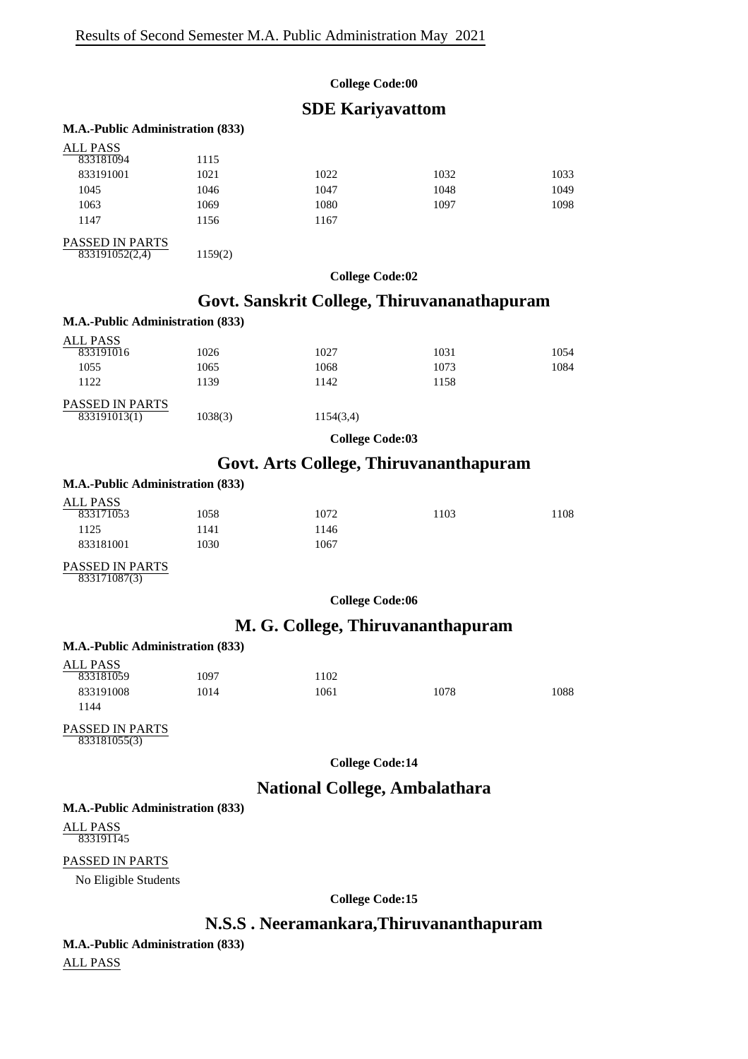Results of Second Semester M.A. Public Administration May 2021

**College Code:00**

## SDE Kariyavattom

**M.A.-Public Administration (833)**

ALL PASS

| | | | | |
|---|---|---|---|---|
| 833181094 | 1115 | | | |
| 833191001 | 1021 | 1022 | 1032 | 1033 |
| 1045 | 1046 | 1047 | 1048 | 1049 |
| 1063 | 1069 | 1080 | 1097 | 1098 |
| 1147 | 1156 | 1167 | | |

PASSED IN PARTS

| | |
|---|---|
| 833191052(2,4) | 1159(2) |

**College Code:02**

## Govt. Sanskrit College, Thiruvananathapuram

**M.A.-Public Administration (833)**

ALL PASS

| | | | | |
|---|---|---|---|---|
| 833191016 | 1026 | 1027 | 1031 | 1054 |
| 1055 | 1065 | 1068 | 1073 | 1084 |
| 1122 | 1139 | 1142 | 1158 | |

PASSED IN PARTS

| | | |
|---|---|---|
| 833191013(1) | 1038(3) | 1154(3,4) |

**College Code:03**

## Govt. Arts College, Thiruvananthapuram

**M.A.-Public Administration (833)**

ALL PASS

| | | | | |
|---|---|---|---|---|
| 833171053 | 1058 | 1072 | 1103 | 1108 |
| 1125 | 1141 | 1146 | | |
| 833181001 | 1030 | 1067 | | |

PASSED IN PARTS

833171087(3)

**College Code:06**

## M. G. College, Thiruvananthapuram

**M.A.-Public Administration (833)**

ALL PASS

| | | | | |
|---|---|---|---|---|
| 833181059 | 1097 | 1102 | | |
| 833191008 | 1014 | 1061 | 1078 | 1088 |
| 1144 | | | | |

PASSED IN PARTS

833181055(3)

**College Code:14**

## National College, Ambalathara

**M.A.-Public Administration (833)**

ALL PASS

833191145

PASSED IN PARTS

No Eligible Students

**College Code:15**

## N.S.S . Neeramankara,Thiruvananthapuram

**M.A.-Public Administration (833)**

ALL PASS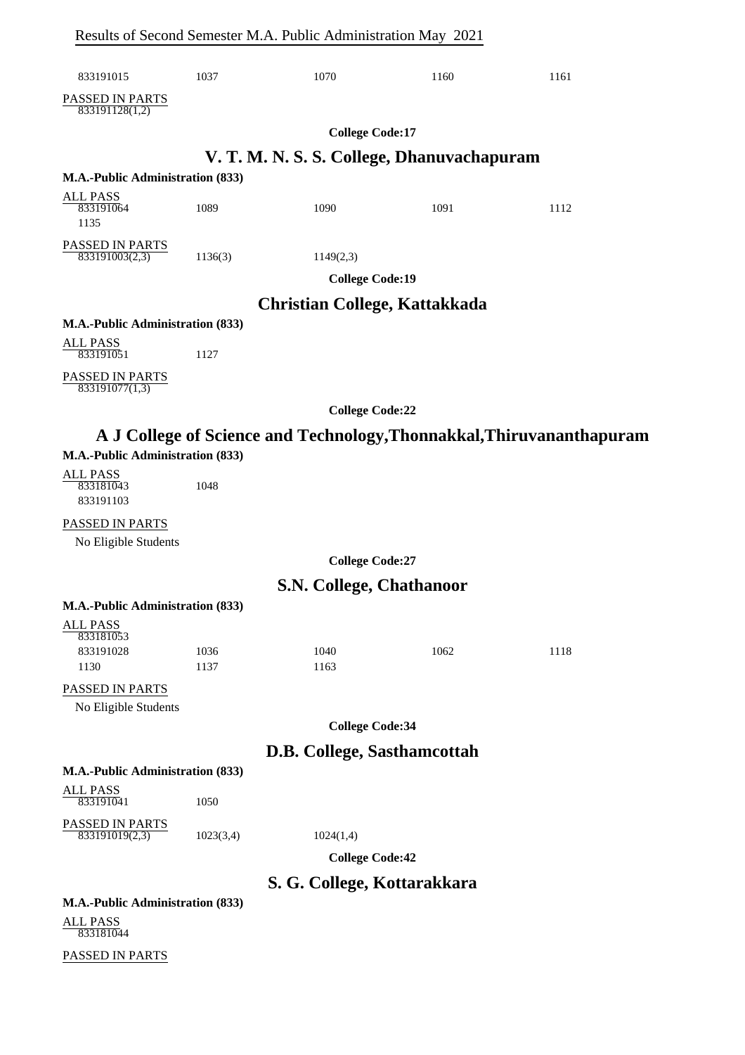Results of Second Semester M.A. Public Administration May 2021

| 833191015 | 1037 | 1070 | 1160 | 1161 |
|---|---|---|---|---|

PASSED IN PARTS

833191128(1,2)

**College Code:17**

## V. T. M. N. S. S. College, Dhanuvachapuram

**M.A.-Public Administration (833)**

ALL PASS

| 833191064 | 1089 | 1090 | 1091 | 1112 |
|---|---|---|---|---|
| 1135 | | | | |

PASSED IN PARTS

| 833191003(2,3) | 1136(3) | 1149(2,3) |
|---|---|---|

**College Code:19**

## Christian College, Kattakkada

**M.A.-Public Administration (833)**

ALL PASS

| 833191051 | 1127 |
|---|---|

PASSED IN PARTS

833191077(1,3)

**College Code:22**

## A J College of Science and Technology,Thonnakkal,Thiruvananthapuram

**M.A.-Public Administration (833)**

ALL PASS

| 833181043 | 1048 |
|---|---|
| 833191103 | |

PASSED IN PARTS

No Eligible Students

**College Code:27**

## S.N. College, Chathanoor

**M.A.-Public Administration (833)**

ALL PASS

| 833181053 | | | | |
|---|---|---|---|---|
| 833191028 | 1036 | 1040 | 1062 | 1118 |
| 1130 | 1137 | 1163 | | |

PASSED IN PARTS

No Eligible Students

**College Code:34**

## D.B. College, Sasthamcottah

**M.A.-Public Administration (833)**

ALL PASS

| 833191041 | 1050 |
|---|---|

PASSED IN PARTS

| 833191019(2,3) | 1023(3,4) | 1024(1,4) |
|---|---|---|

**College Code:42**

## S. G. College, Kottarakkara

**M.A.-Public Administration (833)**

ALL PASS

833181044

PASSED IN PARTS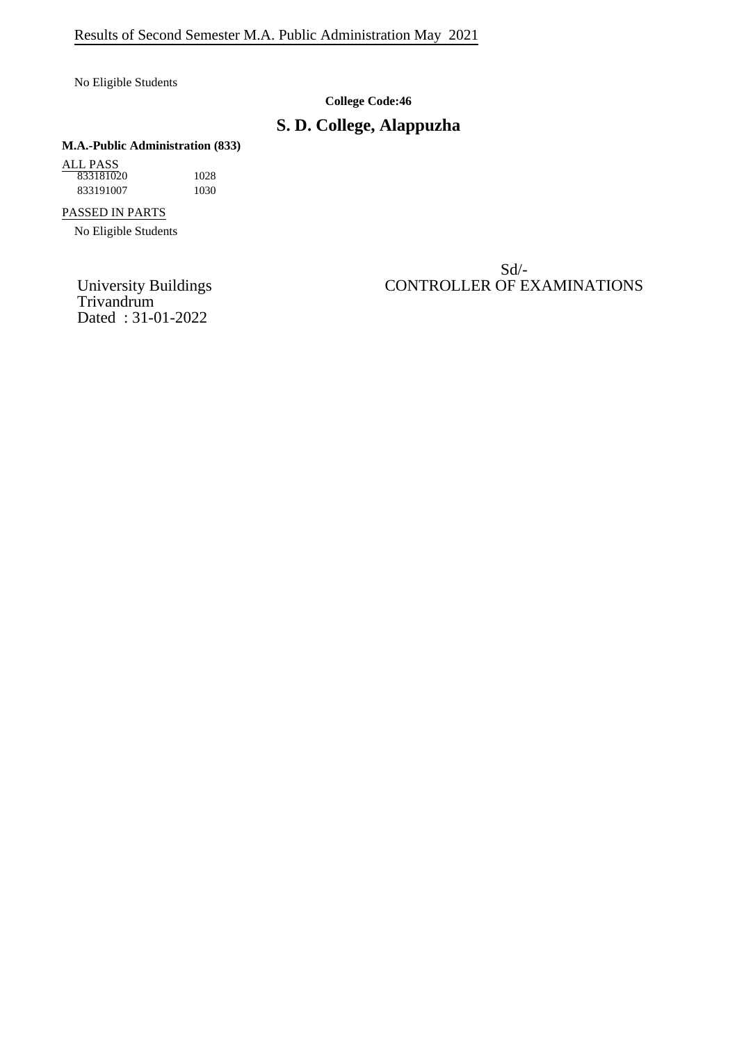Results of Second Semester M.A. Public Administration May 2021

No Eligible Students

**College Code:46**

## S. D. College, Alappuzha

**M.A.-Public Administration (833)**

ALL PASS

| | |
|---|---|
| 833181020 | 1028 |
| 833191007 | 1030 |

PASSED IN PARTS

No Eligible Students

Sd/-
CONTROLLER OF EXAMINATIONS

University Buildings
Trivandrum
Dated : 31-01-2022